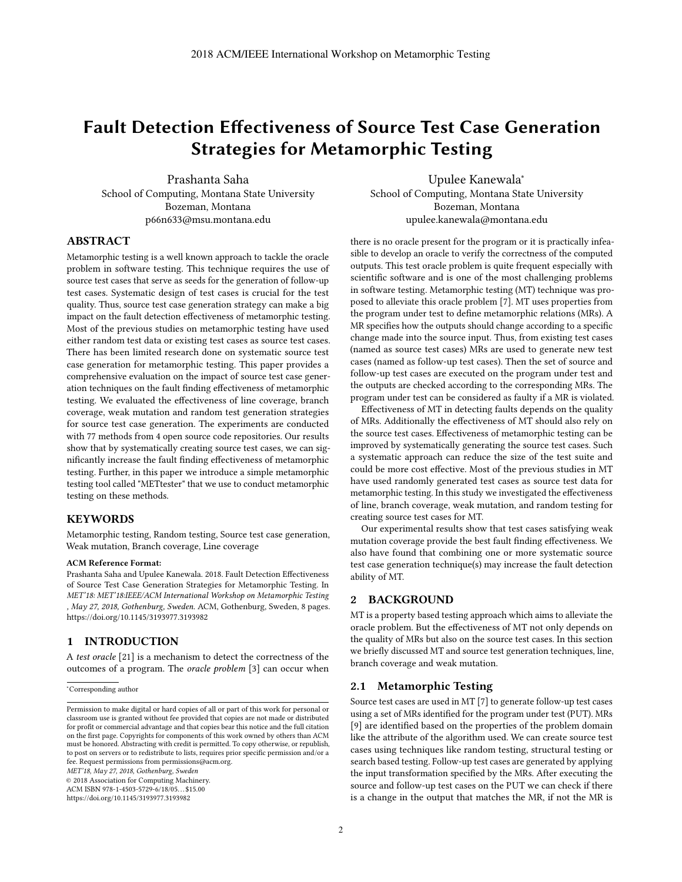# Fault Detection Effectiveness of Source Test Case Generation Strategies for Metamorphic Testing

Prashanta Saha
School of Computing, Montana State University
Bozeman, Montana
p66n633@msu.montana.edu

Upulee Kanewala*
School of Computing, Montana State University
Bozeman, Montana
upulee.kanewala@montana.edu

## ABSTRACT

Metamorphic testing is a well known approach to tackle the oracle problem in software testing. This technique requires the use of source test cases that serve as seeds for the generation of follow-up test cases. Systematic design of test cases is crucial for the test quality. Thus, source test case generation strategy can make a big impact on the fault detection effectiveness of metamorphic testing. Most of the previous studies on metamorphic testing have used either random test data or existing test cases as source test cases. There has been limited research done on systematic source test case generation for metamorphic testing. This paper provides a comprehensive evaluation on the impact of source test case generation techniques on the fault finding effectiveness of metamorphic testing. We evaluated the effectiveness of line coverage, branch coverage, weak mutation and random test generation strategies for source test case generation. The experiments are conducted with 77 methods from 4 open source code repositories. Our results show that by systematically creating source test cases, we can significantly increase the fault finding effectiveness of metamorphic testing. Further, in this paper we introduce a simple metamorphic testing tool called "METtester" that we use to conduct metamorphic testing on these methods.

## KEYWORDS

Metamorphic testing, Random testing, Source test case generation, Weak mutation, Branch coverage, Line coverage

**ACM Reference Format:**
Prashanta Saha and Upulee Kanewala. 2018. Fault Detection Effectiveness of Source Test Case Generation Strategies for Metamorphic Testing. In *MET'18: MET'18:IEEE/ACM International Workshop on Metamorphic Testing , May 27, 2018, Gothenburg, Sweden.* ACM, Gothenburg, Sweden, 8 pages. https://doi.org/10.1145/3193977.3193982

## 1 INTRODUCTION

A *test oracle* [21] is a mechanism to detect the correctness of the outcomes of a program. The *oracle problem* [3] can occur when there is no oracle present for the program or it is practically infeasible to develop an oracle to verify the correctness of the computed outputs. This test oracle problem is quite frequent especially with scientific software and is one of the most challenging problems in software testing. Metamorphic testing (MT) technique was proposed to alleviate this oracle problem [7]. MT uses properties from the program under test to define metamorphic relations (MRs). A MR specifies how the outputs should change according to a specific change made into the source input. Thus, from existing test cases (named as source test cases) MRs are used to generate new test cases (named as follow-up test cases). Then the set of source and follow-up test cases are executed on the program under test and the outputs are checked according to the corresponding MRs. The program under test can be considered as faulty if a MR is violated.

Effectiveness of MT in detecting faults depends on the quality of MRs. Additionally the effectiveness of MT should also rely on the source test cases. Effectiveness of metamorphic testing can be improved by systematically generating the source test cases. Such a systematic approach can reduce the size of the test suite and could be more cost effective. Most of the previous studies in MT have used randomly generated test cases as source test data for metamorphic testing. In this study we investigated the effectiveness of line, branch coverage, weak mutation, and random testing for creating source test cases for MT.

Our experimental results show that test cases satisfying weak mutation coverage provide the best fault finding effectiveness. We also have found that combining one or more systematic source test case generation technique(s) may increase the fault detection ability of MT.

## 2 BACKGROUND

MT is a property based testing approach which aims to alleviate the oracle problem. But the effectiveness of MT not only depends on the quality of MRs but also on the source test cases. In this section we briefly discussed MT and source test generation techniques, line, branch coverage and weak mutation.

### 2.1 Metamorphic Testing

Source test cases are used in MT [7] to generate follow-up test cases using a set of MRs identified for the program under test (PUT). MRs [9] are identified based on the properties of the problem domain like the attribute of the algorithm used. We can create source test cases using techniques like random testing, structural testing or search based testing. Follow-up test cases are generated by applying the input transformation specified by the MRs. After executing the source and follow-up test cases on the PUT we can check if there is a change in the output that matches the MR, if not the MR is

*Corresponding author

Permission to make digital or hard copies of all or part of this work for personal or classroom use is granted without fee provided that copies are not made or distributed for profit or commercial advantage and that copies bear this notice and the full citation on the first page. Copyrights for components of this work owned by others than ACM must be honored. Abstracting with credit is permitted. To copy otherwise, or republish, to post on servers or to redistribute to lists, requires prior specific permission and/or a fee. Request permissions from permissions@acm.org.
*MET'18, May 27, 2018, Gothenburg, Sweden*
© 2018 Association for Computing Machinery.
ACM ISBN 978-1-4503-5729-6/18/05...$15.00
https://doi.org/10.1145/3193977.3193982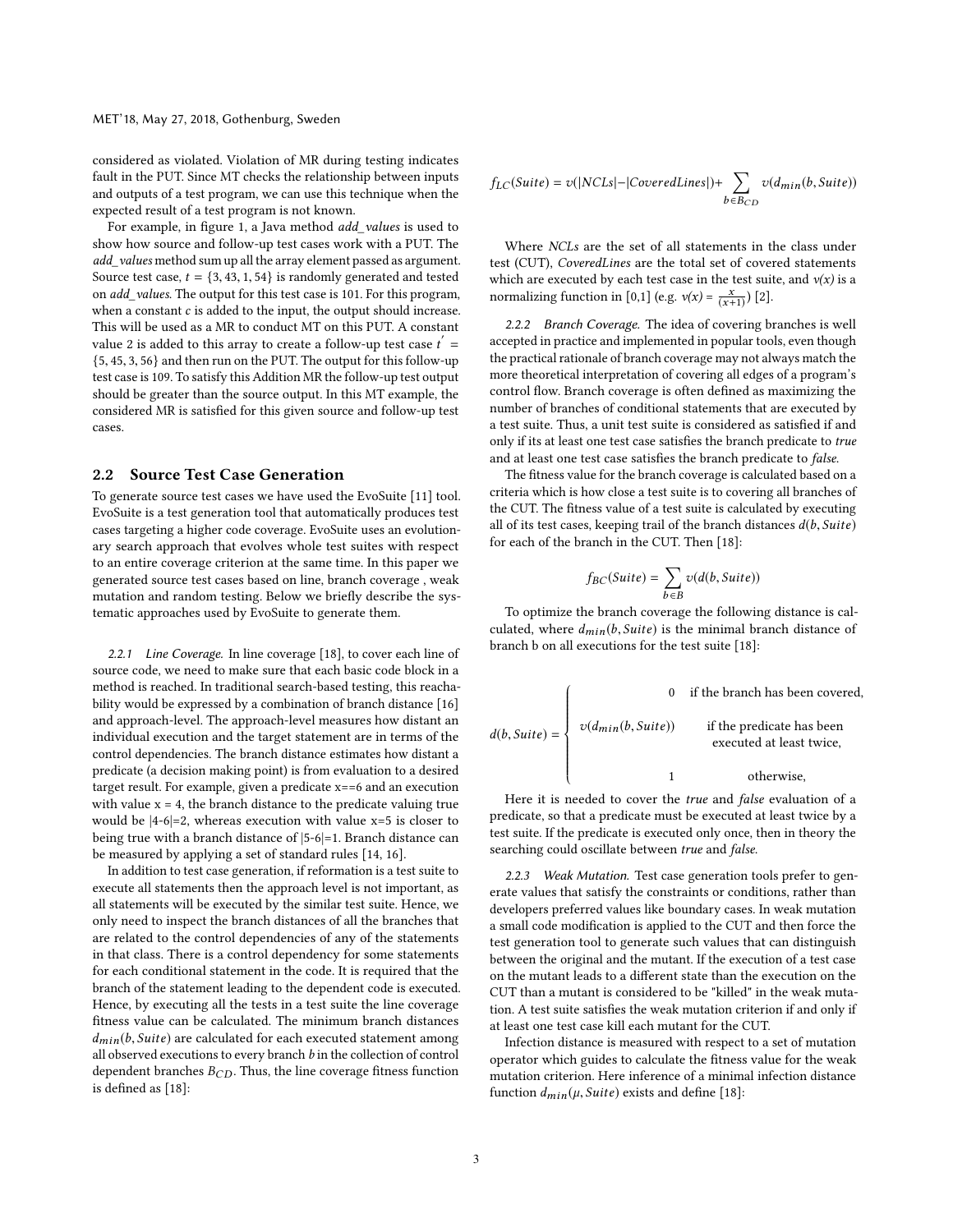considered as violated. Violation of MR during testing indicates fault in the PUT. Since MT checks the relationship between inputs and outputs of a test program, we can use this technique when the expected result of a test program is not known.

For example, in figure 1, a Java method *add_values* is used to show how source and follow-up test cases work with a PUT. The *add_values* method sum up all the array element passed as argument. Source test case, $t = \{3, 43, 1, 54\}$ is randomly generated and tested on *add_values*. The output for this test case is 101. For this program, when a constant $c$ is added to the input, the output should increase. This will be used as a MR to conduct MT on this PUT. A constant value 2 is added to this array to create a follow-up test case $t^{'} = \{5, 45, 3, 56\}$ and then run on the PUT. The output for this follow-up test case is 109. To satisfy this Addition MR the follow-up test output should be greater than the source output. In this MT example, the considered MR is satisfied for this given source and follow-up test cases.

## 2.2 Source Test Case Generation

To generate source test cases we have used the EvoSuite [11] tool. EvoSuite is a test generation tool that automatically produces test cases targeting a higher code coverage. EvoSuite uses an evolutionary search approach that evolves whole test suites with respect to an entire coverage criterion at the same time. In this paper we generated source test cases based on line, branch coverage , weak mutation and random testing. Below we briefly describe the systematic approaches used by EvoSuite to generate them.

### 2.2.1 Line Coverage.

In line coverage [18], to cover each line of source code, we need to make sure that each basic code block in a method is reached. In traditional search-based testing, this reachability would be expressed by a combination of branch distance [16] and approach-level. The approach-level measures how distant an individual execution and the target statement are in terms of the control dependencies. The branch distance estimates how distant a predicate (a decision making point) is from evaluation to a desired target result. For example, given a predicate x==6 and an execution with value x = 4, the branch distance to the predicate valuing true would be |4-6|=2, whereas execution with value x=5 is closer to being true with a branch distance of |5-6|=1. Branch distance can be measured by applying a set of standard rules [14, 16].

In addition to test case generation, if reformation is a test suite to execute all statements then the approach level is not important, as all statements will be executed by the similar test suite. Hence, we only need to inspect the branch distances of all the branches that are related to the control dependencies of any of the statements in that class. There is a control dependency for some statements for each conditional statement in the code. It is required that the branch of the statement leading to the dependent code is executed. Hence, by executing all the tests in a test suite the line coverage fitness value can be calculated. The minimum branch distances $d_{min}(b, Suite)$ are calculated for each executed statement among all observed executions to every branch $b$ in the collection of control dependent branches $B_{CD}$. Thus, the line coverage fitness function is defined as [18]:

$$f_{LC}(Suite) = v(|NCLs| - |CoveredLines|) + \sum_{b \in B_{CD}} v(d_{min}(b, Suite))$$

Where *NCLs* are the set of all statements in the class under test (CUT), *CoveredLines* are the total set of covered statements which are executed by each test case in the test suite, and *v(x)* is a normalizing function in [0,1] (e.g. $v(x) = \frac{x}{(x+1)}$) [2].

### 2.2.2 Branch Coverage.

The idea of covering branches is well accepted in practice and implemented in popular tools, even though the practical rationale of branch coverage may not always match the more theoretical interpretation of covering all edges of a program's control flow. Branch coverage is often defined as maximizing the number of branches of conditional statements that are executed by a test suite. Thus, a unit test suite is considered as satisfied if and only if its at least one test case satisfies the branch predicate to *true* and at least one test case satisfies the branch predicate to *false*.

The fitness value for the branch coverage is calculated based on a criteria which is how close a test suite is to covering all branches of the CUT. The fitness value of a test suite is calculated by executing all of its test cases, keeping trail of the branch distances $d(b, Suite)$ for each of the branch in the CUT. Then [18]:

$$f_{BC}(Suite) = \sum_{b \in B} v(d(b, Suite))$$

To optimize the branch coverage the following distance is calculated, where $d_{min}(b, Suite)$ is the minimal branch distance of branch b on all executions for the test suite [18]:

$$d(b, Suite) = \begin{cases} 0 & \text{if the branch has been covered,} \\ v(d_{min}(b, Suite)) & \text{if the predicate has been executed at least twice,} \\ 1 & \text{otherwise,} \end{cases}$$

Here it is needed to cover the *true* and *false* evaluation of a predicate, so that a predicate must be executed at least twice by a test suite. If the predicate is executed only once, then in theory the searching could oscillate between *true* and *false*.

### 2.2.3 Weak Mutation.

Test case generation tools prefer to generate values that satisfy the constraints or conditions, rather than developers preferred values like boundary cases. In weak mutation a small code modification is applied to the CUT and then force the test generation tool to generate such values that can distinguish between the original and the mutant. If the execution of a test case on the mutant leads to a different state than the execution on the CUT than a mutant is considered to be "killed" in the weak mutation. A test suite satisfies the weak mutation criterion if and only if at least one test case kill each mutant for the CUT.

Infection distance is measured with respect to a set of mutation operator which guides to calculate the fitness value for the weak mutation criterion. Here inference of a minimal infection distance function $d_{min}(\mu, Suite)$ exists and define [18]: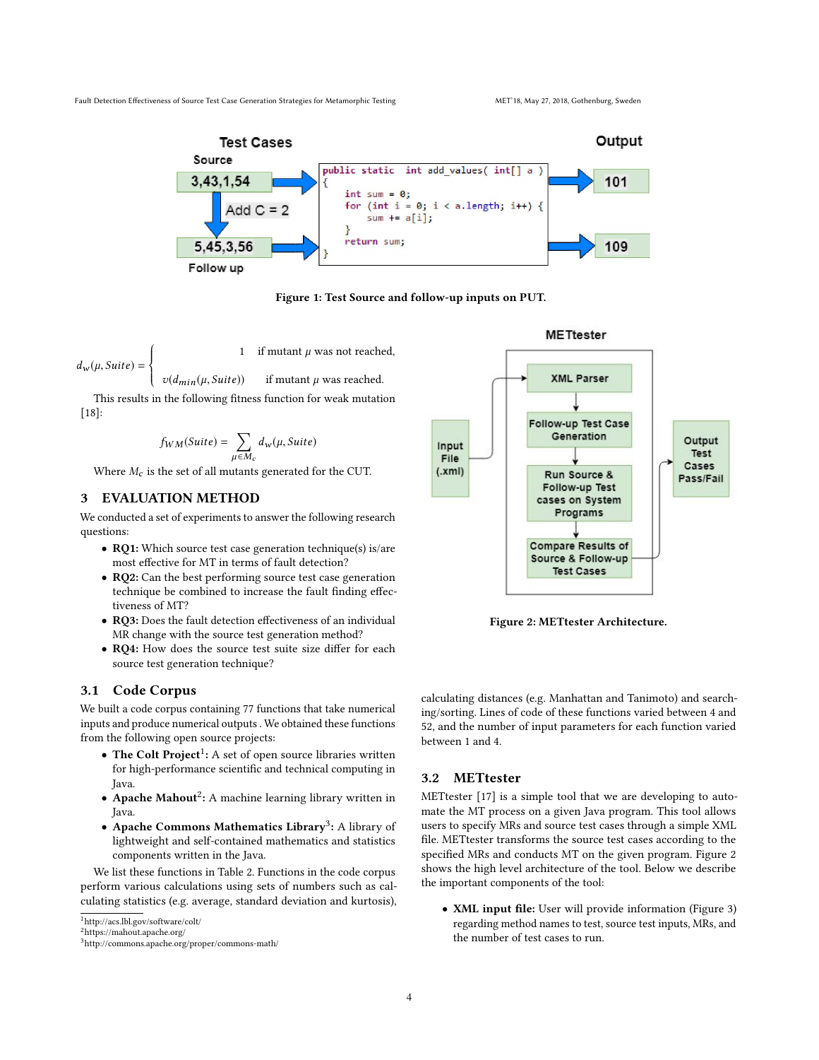Figure 1: Test Source and follow-up inputs on PUT.

$$d_w(\mu, Suite) = \begin{cases} 1 & \text{if mutant } \mu \text{ was not reached,} \\ v(d_{min}(\mu, Suite)) & \text{if mutant } \mu \text{ was reached.} \end{cases}$$

This results in the following fitness function for weak mutation [18]:

$$f_{WM}(Suite) = \sum_{\mu \in M_c} d_w(\mu, Suite)$$

Where $M_c$ is the set of all mutants generated for the CUT.

## 3 EVALUATION METHOD

We conducted a set of experiments to answer the following research questions:

- **RQ1:** Which source test case generation technique(s) is/are most effective for MT in terms of fault detection?
- **RQ2:** Can the best performing source test case generation technique be combined to increase the fault finding effectiveness of MT?
- **RQ3:** Does the fault detection effectiveness of an individual MR change with the source test generation method?
- **RQ4:** How does the source test suite size differ for each source test generation technique?

### 3.1 Code Corpus

We built a code corpus containing 77 functions that take numerical inputs and produce numerical outputs . We obtained these functions from the following open source projects:

- **The Colt Project**[1]**:** A set of open source libraries written for high-performance scientific and technical computing in Java.
- **Apache Mahout**[2]**:** A machine learning library written in Java.
- **Apache Commons Mathematics Library**[3]**:** A library of lightweight and self-contained mathematics and statistics components written in the Java.

We list these functions in Table 2. Functions in the code corpus perform various calculations using sets of numbers such as calculating statistics (e.g. average, standard deviation and kurtosis), calculating distances (e.g. Manhattan and Tanimoto) and searching/sorting. Lines of code of these functions varied between 4 and 52, and the number of input parameters for each function varied between 1 and 4.

[1] http://acs.lbl.gov/software/colt/
[2] https://mahout.apache.org/
[3] http://commons.apache.org/proper/commons-math/

Figure 2: METtester Architecture.

### 3.2 METtester

METtester [17] is a simple tool that we are developing to automate the MT process on a given Java program. This tool allows users to specify MRs and source test cases through a simple XML file. METtester transforms the source test cases according to the specified MRs and conducts MT on the given program. Figure 2 shows the high level architecture of the tool. Below we describe the important components of the tool:

- **XML input file:** User will provide information (Figure 3) regarding method names to test, source test inputs, MRs, and the number of test cases to run.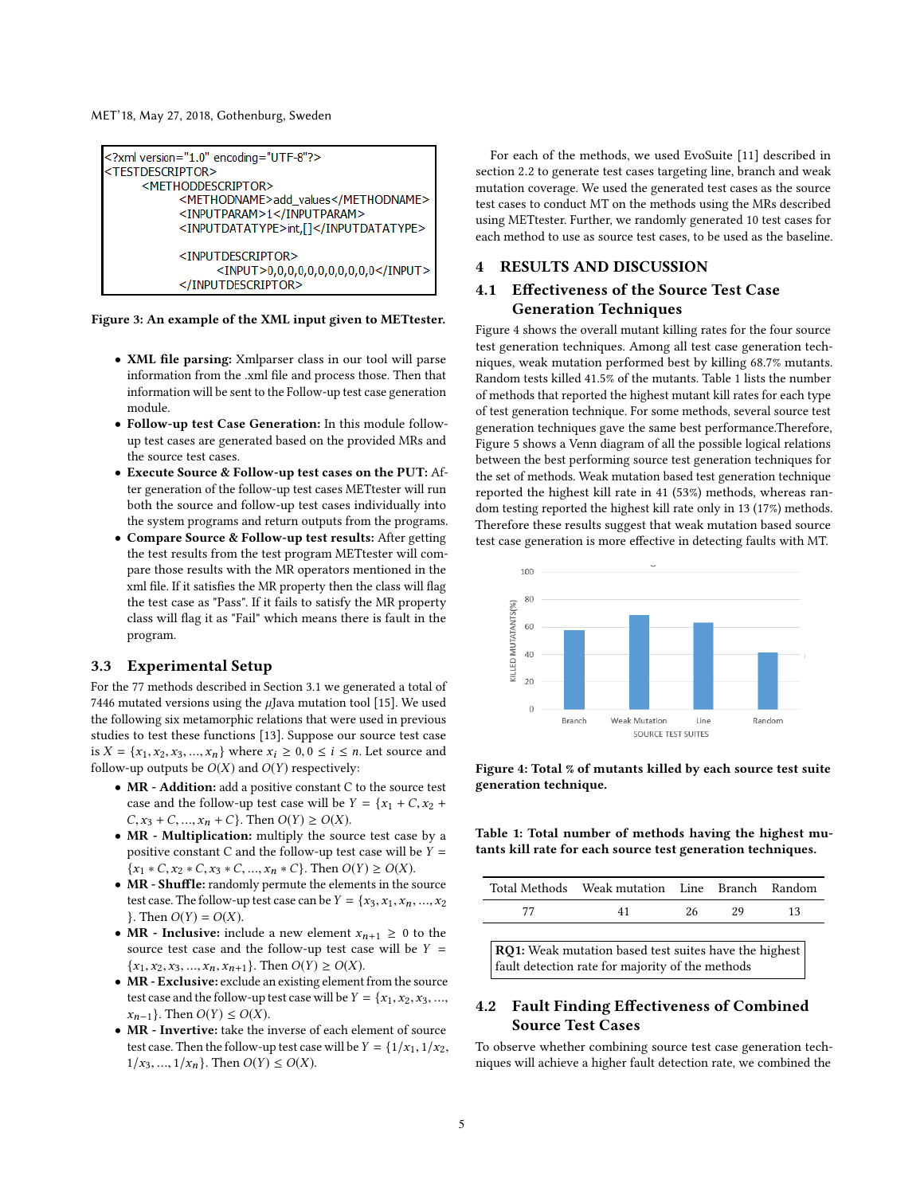```
<?xml version="1.0" encoding="UTF-8"?>
<TESTDESCRIPTOR>
    <METHODDESCRIPTOR>
        <METHODNAME>add_values</METHODNAME>
        <INPUTPARAM>1</INPUTPARAM>
        <INPUTDATATYPE>int,[]</INPUTDATATYPE>

        <INPUTDESCRIPTOR>
            <INPUT>0,0,0,0,0,0,0,0,0,0</INPUT>
        </INPUTDESCRIPTOR>
```

**Figure 3: An example of the XML input given to METtester.**

- **XML file parsing:** Xmlparser class in our tool will parse information from the .xml file and process those. Then that information will be sent to the Follow-up test case generation module.
- **Follow-up test Case Generation:** In this module follow-up test cases are generated based on the provided MRs and the source test cases.
- **Execute Source & Follow-up test cases on the PUT:** After generation of the follow-up test cases METtester will run both the source and follow-up test cases individually into the system programs and return outputs from the programs.
- **Compare Source & Follow-up test results:** After getting the test results from the test program METtester will compare those results with the MR operators mentioned in the xml file. If it satisfies the MR property then the class will flag the test case as "Pass". If it fails to satisfy the MR property class will flag it as "Fail" which means there is fault in the program.

### 3.3 Experimental Setup

For the 77 methods described in Section 3.1 we generated a total of 7446 mutated versions using the $\mu$Java mutation tool [15]. We used the following six metamorphic relations that were used in previous studies to test these functions [13]. Suppose our source test case is $X = \{x_1, x_2, x_3, ..., x_n\}$ where $x_i \geq 0, 0 \leq i \leq n$. Let source and follow-up outputs be $O(X)$ and $O(Y)$ respectively:

- **MR - Addition:** add a positive constant C to the source test case and the follow-up test case will be $Y = \{x_1 + C, x_2 + C, x_3 + C, ..., x_n + C\}$. Then $O(Y) \geq O(X)$.
- **MR - Multiplication:** multiply the source test case by a positive constant C and the follow-up test case will be $Y = \{x_1 * C, x_2 * C, x_3 * C, ..., x_n * C\}$. Then $O(Y) \geq O(X)$.
- **MR - Shuffle:** randomly permute the elements in the source test case. The follow-up test case can be $Y = \{x_3, x_1, x_n, ..., x_2\}$. Then $O(Y) = O(X)$.
- **MR - Inclusive:** include a new element $x_{n+1} \geq 0$ to the source test case and the follow-up test case will be $Y = \{x_1, x_2, x_3, ..., x_n, x_{n+1}\}$. Then $O(Y) \geq O(X)$.
- **MR - Exclusive:** exclude an existing element from the source test case and the follow-up test will be $Y = \{x_1, x_2, x_3, ..., x_{n-1}\}$. Then $O(Y) \leq O(X)$.
- **MR - Invertive:** take the inverse of each element of source test case. Then the follow-up test case will be $Y = \{1/x_1, 1/x_2, 1/x_3, ..., 1/x_n\}$. Then $O(Y) \leq O(X)$.

For each of the methods, we used EvoSuite [11] described in section 2.2 to generate test cases targeting line, branch and weak mutation coverage. We used the generated test cases as the source test cases to conduct MT on the methods using the MRs described using METtester. Further, we randomly generated 10 test cases for each method to use as source test cases, to be used as the baseline.

## 4 RESULTS AND DISCUSSION

### 4.1 Effectiveness of the Source Test Case Generation Techniques

Figure 4 shows the overall mutant killing rates for the four source test generation techniques. Among all test case generation techniques, weak mutation performed best by killing 68.7% mutants. Random tests killed 41.5% of the mutants. Table 1 lists the number of methods that reported the highest mutant kill rates for each type of test generation technique. For some methods, several source test generation techniques gave the same best performance.Therefore, Figure 5 shows a Venn diagram of all the possible logical relations between the best performing source test generation techniques for the set of methods. Weak mutation based test generation technique reported the highest kill rate in 41 (53%) methods, whereas random testing reported the highest kill rate only in 13 (17%) methods. Therefore these results suggest that weak mutation based source test case generation is more effective in detecting faults with MT.

**Figure 4: Total % of mutants killed by each source test suite generation technique.**

**Table 1: Total number of methods having the highest mutants kill rate for each source test generation techniques.**

| Total Methods | Weak mutation | Line | Branch | Random |
|---|---|---|---|---|
| 77 | 41 | 26 | 29 | 13 |

**RQ1:** Weak mutation based test suites have the highest fault detection rate for majority of the methods

### 4.2 Fault Finding Effectiveness of Combined Source Test Cases

To observe whether combining source test case generation techniques will achieve a higher fault detection rate, we combined the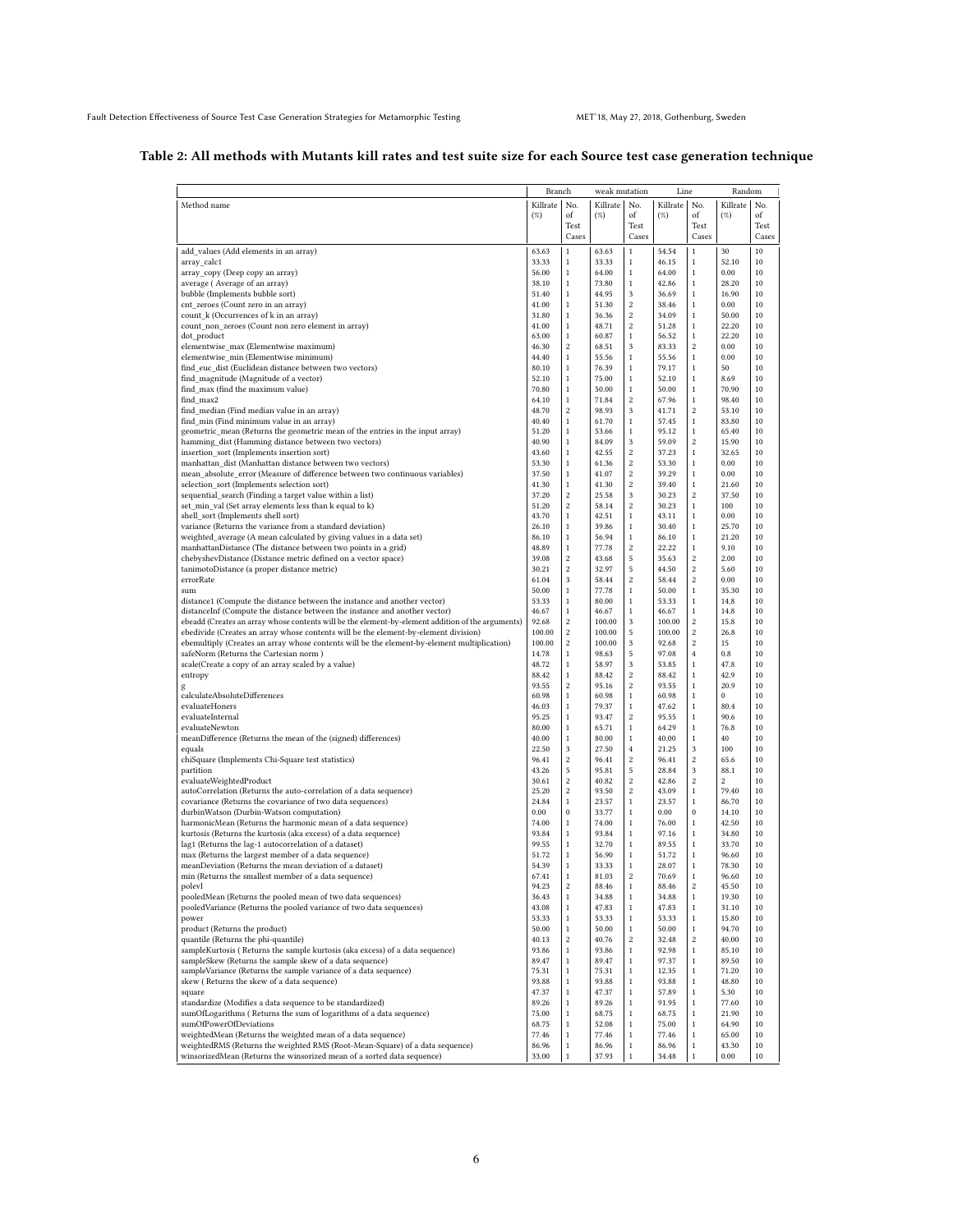## Table 2: All methods with Mutants kill rates and test suite size for each Source test case generation technique

| | Branch | | weak mutation | | Line | | Random | |
|---|---|---|---|---|---|---|---|---|
| Method name | Killrate (%) | No. of Test Cases | Killrate (%) | No. of Test Cases | Killrate (%) | No. of Test Cases | Killrate (%) | No. of Test Cases |
| add_values (Add elements in an array) | 63.63 | 1 | 63.63 | 1 | 54.54 | 1 | 30 | 10 |
| array_calc1 | 33.33 | 1 | 33.33 | 1 | 46.15 | 1 | 52.10 | 10 |
| array_copy (Deep copy an array) | 56.00 | 1 | 64.00 | 1 | 64.00 | 1 | 0.00 | 10 |
| average ( Average of an array) | 38.10 | 1 | 73.80 | 1 | 42.86 | 1 | 28.20 | 10 |
| bubble (Implements bubble sort) | 51.40 | 1 | 44.95 | 3 | 36.69 | 1 | 16.90 | 10 |
| cnt_zeroes (Count zero in an array) | 41.00 | 1 | 51.30 | 2 | 38.46 | 1 | 0.00 | 10 |
| count_k (Occurrences of k in an array) | 31.80 | 1 | 36.36 | 2 | 34.09 | 1 | 50.00 | 10 |
| count_non_zeroes (Count non zero element in array) | 41.00 | 1 | 48.71 | 2 | 51.28 | 1 | 22.20 | 10 |
| dot_product | 63.00 | 1 | 60.87 | 1 | 56.52 | 1 | 22.20 | 10 |
| elementwise_max (Elementwise maximum) | 46.30 | 2 | 68.51 | 3 | 83.33 | 2 | 0.00 | 10 |
| elementwise_min (Elementwise minimum) | 44.40 | 1 | 55.56 | 1 | 55.56 | 1 | 0.00 | 10 |
| find_euc_dist (Euclidean distance between two vectors) | 80.10 | 1 | 76.39 | 1 | 79.17 | 1 | 50 | 10 |
| find_magnitude (Magnitude of a vector) | 52.10 | 1 | 75.00 | 1 | 52.10 | 1 | 8.69 | 10 |
| find_max (find the maximum value) | 70.80 | 1 | 50.00 | 1 | 50.00 | 1 | 70.90 | 10 |
| find_max2 | 64.10 | 1 | 71.84 | 2 | 67.96 | 1 | 98.40 | 10 |
| find_median (Find median value in an array) | 48.70 | 2 | 98.93 | 3 | 41.71 | 2 | 53.10 | 10 |
| find_min (Find minimum value in an array) | 40.40 | 1 | 61.70 | 1 | 57.45 | 1 | 83.80 | 10 |
| geometric_mean (Returns the geometric mean of the entries in the input array) | 51.20 | 1 | 53.66 | 1 | 95.12 | 1 | 65.40 | 10 |
| hamming_dist (Hamming distance between two vectors) | 40.90 | 1 | 84.09 | 3 | 59.09 | 2 | 15.90 | 10 |
| insertion_sort (Implements insertion sort) | 43.60 | 1 | 42.55 | 2 | 37.23 | 1 | 32.65 | 10 |
| manhattan_dist (Manhattan distance between two vectors) | 53.30 | 1 | 61.36 | 2 | 53.30 | 1 | 0.00 | 10 |
| mean_absolute_error (Measure of difference between two continuous variables) | 37.50 | 1 | 41.07 | 2 | 39.29 | 1 | 0.00 | 10 |
| selection_sort (Implements selection sort) | 41.30 | 1 | 41.30 | 2 | 39.40 | 1 | 21.60 | 10 |
| sequential_search (Finding a target value within a list) | 37.20 | 2 | 25.58 | 3 | 30.23 | 2 | 37.50 | 10 |
| set_min_val (Set array elements less than k equal to k) | 51.20 | 2 | 58.14 | 2 | 30.23 | 1 | 100 | 10 |
| shell_sort (Implements shell sort) | 43.70 | 1 | 42.51 | 1 | 43.11 | 1 | 0.00 | 10 |
| variance (Returns the variance from a standard deviation) | 26.10 | 1 | 39.86 | 1 | 30.40 | 1 | 25.70 | 10 |
| weighted_average (A mean calculated by giving values in a data set) | 86.10 | 1 | 56.94 | 1 | 86.10 | 1 | 21.20 | 10 |
| manhattanDistance (The distance between two points in a grid) | 48.89 | 1 | 77.78 | 2 | 22.22 | 1 | 9.10 | 10 |
| chebyshevDistance (Distance metric defined on a vector space) | 39.08 | 2 | 43.68 | 5 | 35.63 | 2 | 2.00 | 10 |
| tanimotoDistance (a proper distance metric) | 30.21 | 2 | 32.97 | 5 | 44.50 | 2 | 5.60 | 10 |
| errorRate | 61.04 | 3 | 58.44 | 2 | 58.44 | 2 | 0.00 | 10 |
| sum | 50.00 | 1 | 77.78 | 1 | 50.00 | 1 | 35.30 | 10 |
| distance1 (Compute the distance between the instance and another vector) | 53.33 | 1 | 80.00 | 1 | 53.33 | 1 | 14.8 | 10 |
| distanceInf (Compute the distance between the instance and another vector) | 46.67 | 1 | 46.67 | 1 | 46.67 | 1 | 14.8 | 10 |
| ebeadd (Creates an array whose contents will be the element-by-element addition of the arguments) | 92.68 | 2 | 100.00 | 3 | 100.00 | 2 | 15.8 | 10 |
| ebedivide (Creates an array whose contents will be the element-by-element division) | 100.00 | 2 | 100.00 | 5 | 100.00 | 2 | 26.8 | 10 |
| ebemultiply (Creates an array whose contents will be the element-by-element multiplication) | 100.00 | 2 | 100.00 | 3 | 92.68 | 2 | 15 | 10 |
| safeNorm (Returns the Cartesian norm ) | 14.78 | 1 | 98.63 | 5 | 97.08 | 4 | 0.8 | 10 |
| scale(Create a copy of an array scaled by a value) | 48.72 | 1 | 58.97 | 3 | 53.85 | 1 | 47.8 | 10 |
| entropy | 88.42 | 1 | 88.42 | 2 | 88.42 | 1 | 42.9 | 10 |
| g | 93.55 | 2 | 95.16 | 2 | 93.55 | 1 | 20.9 | 10 |
| calculateAbsoluteDifferences | 60.98 | 1 | 60.98 | 1 | 60.98 | 1 | 0 | 10 |
| evaluateHoners | 46.03 | 1 | 79.37 | 1 | 47.62 | 1 | 80.4 | 10 |
| evaluateInternal | 95.25 | 1 | 93.47 | 2 | 95.55 | 1 | 90.6 | 10 |
| evaluateNewton | 80.00 | 1 | 65.71 | 1 | 64.29 | 1 | 76.8 | 10 |
| meanDifference (Returns the mean of the (signed) differences) | 40.00 | 1 | 80.00 | 1 | 40.00 | 1 | 40 | 10 |
| equals | 22.50 | 3 | 27.50 | 4 | 21.25 | 3 | 100 | 10 |
| chiSquare (Implements Chi-Square test statistics) | 96.41 | 2 | 96.41 | 2 | 96.41 | 2 | 65.6 | 10 |
| partition | 43.26 | 5 | 95.81 | 5 | 28.84 | 3 | 88.1 | 10 |
| evaluateWeightedProduct | 30.61 | 2 | 40.82 | 2 | 42.86 | 2 | 2 | 10 |
| autoCorrelation (Returns the auto-correlation of a data sequence) | 25.20 | 2 | 93.50 | 2 | 43.09 | 1 | 79.40 | 10 |
| covariance (Returns the covariance of two data sequences) | 24.84 | 1 | 23.57 | 1 | 23.57 | 1 | 86.70 | 10 |
| durbinWatson (Durbin-Watson computation) | 0.00 | 0 | 33.77 | 1 | 0.00 | 0 | 14.10 | 10 |
| harmonicMean (Returns the harmonic mean of a data sequence) | 74.00 | 1 | 74.00 | 1 | 76.00 | 1 | 42.50 | 10 |
| kurtosis (Returns the kurtosis (aka excess) of a data sequence) | 93.84 | 1 | 93.84 | 1 | 97.16 | 1 | 34.80 | 10 |
| lag1 (Returns the lag-1 autocorrelation of a dataset) | 99.55 | 1 | 32.70 | 1 | 89.55 | 1 | 33.70 | 10 |
| max (Returns the largest member of a data sequence) | 51.72 | 1 | 56.90 | 1 | 51.72 | 1 | 96.60 | 10 |
| meanDeviation (Returns the mean deviation of a dataset) | 54.39 | 1 | 33.33 | 1 | 28.07 | 1 | 78.30 | 10 |
| min (Returns the smallest member of a data sequence) | 67.41 | 1 | 81.03 | 2 | 70.69 | 1 | 96.60 | 10 |
| polevl | 94.23 | 2 | 88.46 | 1 | 88.46 | 2 | 45.50 | 10 |
| pooledMean (Returns the pooled mean of two data sequences) | 36.43 | 1 | 34.88 | 1 | 34.88 | 1 | 19.30 | 10 |
| pooledVariance (Returns the pooled variance of two data sequences) | 43.08 | 1 | 47.83 | 1 | 47.83 | 1 | 31.10 | 10 |
| power | 53.33 | 1 | 53.33 | 1 | 53.33 | 1 | 15.80 | 10 |
| product (Returns the product) | 50.00 | 1 | 50.00 | 1 | 50.00 | 1 | 94.70 | 10 |
| quantile (Returns the phi-quantile) | 40.13 | 2 | 40.76 | 2 | 32.48 | 2 | 40.00 | 10 |
| sampleKurtosis ( Returns the sample kurtosis (aka excess) of a data sequence) | 93.86 | 1 | 93.86 | 1 | 92.98 | 1 | 85.10 | 10 |
| sampleSkew (Returns the sample skew of a data sequence) | 89.47 | 1 | 89.47 | 1 | 97.37 | 1 | 89.50 | 10 |
| sampleVariance (Returns the sample variance of a data sequence) | 75.31 | 1 | 75.31 | 1 | 12.35 | 1 | 71.20 | 10 |
| skew ( Returns the skew of a data sequence) | 93.88 | 1 | 93.88 | 1 | 93.88 | 1 | 48.80 | 10 |
| square | 47.37 | 1 | 47.37 | 1 | 57.89 | 1 | 5.30 | 10 |
| standardize (Modifies a data sequence to be standardized) | 89.26 | 1 | 89.26 | 1 | 91.95 | 1 | 77.60 | 10 |
| sumOfLogarithms ( Returns the sum of logarithms of a data sequence) | 75.00 | 1 | 68.75 | 1 | 68.75 | 1 | 21.90 | 10 |
| sumOfPowerOfDeviations | 68.75 | 1 | 52.08 | 1 | 75.00 | 1 | 64.90 | 10 |
| weightedMean (Returns the weighted mean of a data sequence) | 77.46 | 1 | 77.46 | 1 | 77.46 | 1 | 65.00 | 10 |
| weightedRMS (Returns the weighted RMS (Root-Mean-Square) of a data sequence) | 86.96 | 1 | 86.96 | 1 | 86.96 | 1 | 43.30 | 10 |
| winsorizedMean (Returns the winsorized mean of a sorted data sequence) | 33.00 | 1 | 37.93 | 1 | 34.48 | 1 | 0.00 | 10 |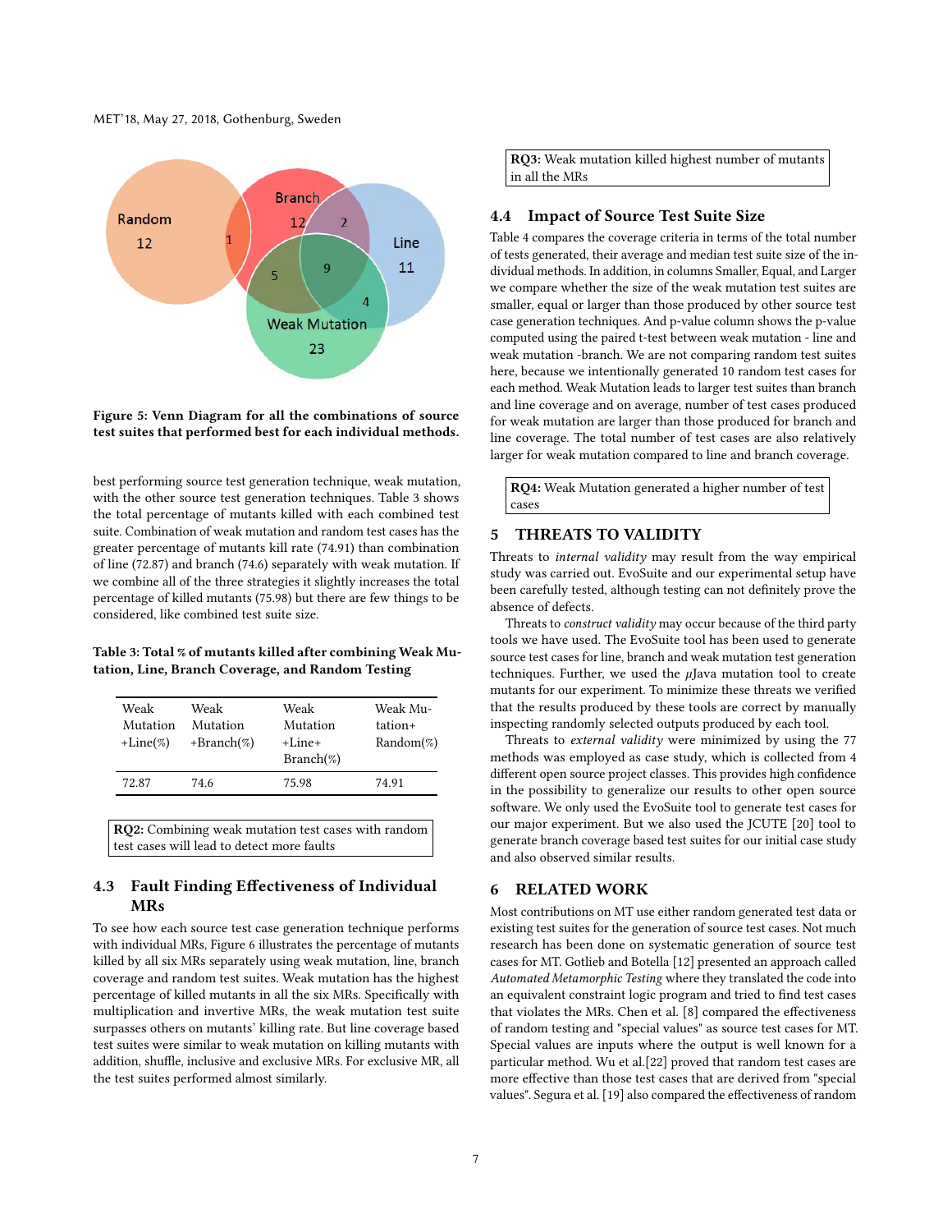Figure 5: Venn Diagram for all the combinations of source test suites that performed best for each individual methods.

best performing source test generation technique, weak mutation, with the other source test generation techniques. Table 3 shows the total percentage of mutants killed with each combined test suite. Combination of weak mutation and random test cases has the greater percentage of mutants kill rate (74.91) than combination of line (72.87) and branch (74.6) separately with weak mutation. If we combine all of the three strategies it slightly increases the total percentage of killed mutants (75.98) but there are few things to be considered, like combined test suite size.

**Table 3: Total % of mutants killed after combining Weak Mutation, Line, Branch Coverage, and Random Testing**

| Weak Mutation +Line(%) | Weak Mutation +Branch(%) | Weak Mutation +Line+ Branch(%) | Weak Mutation+ Random(%) |
|---|---|---|---|
| 72.87 | 74.6 | 75.98 | 74.91 |

**RQ2:** Combining weak mutation test cases with random test cases will lead to detect more faults

### 4.3 Fault Finding Effectiveness of Individual MRs

To see how each source test case generation technique performs with individual MRs, Figure 6 illustrates the percentage of mutants killed by all six MRs separately using weak mutation, line, branch coverage and random test suites. Weak mutation has the highest percentage of killed mutants in all the six MRs. Specifically with multiplication and invertive MRs, the weak mutation test suite surpasses others on mutants' killing rate. But line coverage based test suites were similar to weak mutation on killing mutants with addition, shuffle, inclusive and exclusive MRs. For exclusive MR, all the test suites performed almost similarly.

**RQ3:** Weak mutation killed highest number of mutants in all the MRs

### 4.4 Impact of Source Test Suite Size

Table 4 compares the coverage criteria in terms of the total number of tests generated, their average and median test suite size of the individual methods. In addition, in columns Smaller, Equal, and Larger we compare whether the size of the weak mutation test suites are smaller, equal or larger than those produced by other source test case generation techniques. And p-value column shows the p-value computed using the paired t-test between weak mutation - line and weak mutation -branch. We are not comparing random test suites here, because we intentionally generated 10 random test cases for each method. Weak Mutation leads to larger test suites than branch and line coverage and on average, number of test cases produced for weak mutation are larger than those produced for branch and line coverage. The total number of test cases are also relatively larger for weak mutation compared to line and branch coverage.

**RQ4:** Weak Mutation generated a higher number of test cases

## 5 THREATS TO VALIDITY

Threats to *internal validity* may result from the way empirical study was carried out. EvoSuite and our experimental setup have been carefully tested, although testing can not definitely prove the absence of defects.

Threats to *construct validity* may occur because of the third party tools we have used. The EvoSuite tool has been used to generate source test cases for line, branch and weak mutation test generation techniques. Further, we used the $\mu$Java mutation tool to create mutants for our experiment. To minimize these threats we verified that the results produced by these tools are correct by manually inspecting randomly selected outputs produced by each tool.

Threats to *external validity* were minimized by using the 77 methods was employed as case study, which is collected from 4 different open source project classes. This provides high confidence in the possibility to generalize our results to other open source software. We only used the EvoSuite tool to generate test cases for our major experiment. But we also used the JCUTE [20] tool to generate branch coverage based test suites for our initial case study and also observed similar results.

## 6 RELATED WORK

Most contributions on MT use either random generated test data or existing test suites for the generation of source test cases. Not much research has been done on systematic generation of source test cases for MT. Gotlieb and Botella [12] presented an approach called *Automated Metamorphic Testing* where they translated the code into an equivalent constraint logic program and tried to find test cases that violates the MRs. Chen et al. [8] compared the effectiveness of random testing and "special values" as source test cases for MT. Special values are inputs where the output is well known for a particular method. Wu et al.[22] proved that random test cases are more effective than those test cases that are derived from "special values". Segura et al. [19] also compared the effectiveness of random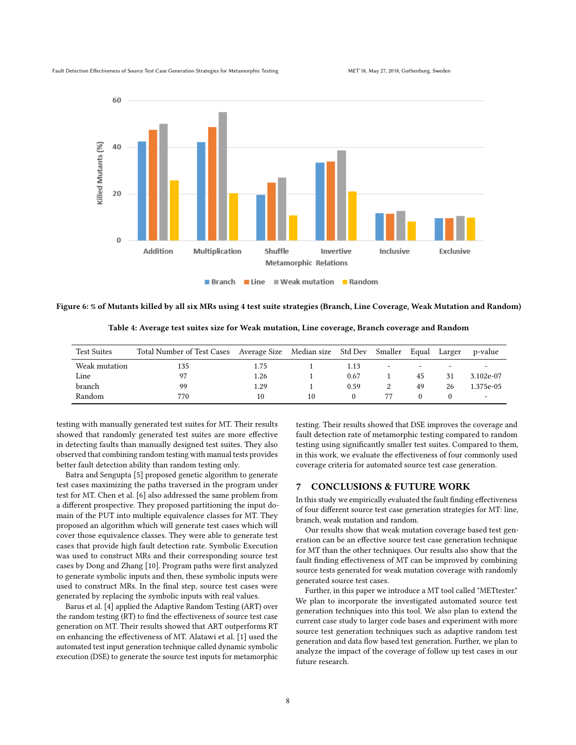Figure 6: % of Mutants killed by all six MRs using 4 test suite strategies (Branch, Line Coverage, Weak Mutation and Random)

Table 4: Average test suites size for Weak mutation, Line coverage, Branch coverage and Random

| Test Suites | Total Number of Test Cases | Average Size | Median size | Std Dev | Smaller | Equal | Larger | p-value |
|---|---|---|---|---|---|---|---|---|
| Weak mutation | 135 | 1.75 | 1 | 1.13 | - | - | - | - |
| Line | 97 | 1.26 | 1 | 0.67 | 1 | 45 | 31 | 3.102e-07 |
| branch | 99 | 1.29 | 1 | 0.59 | 2 | 49 | 26 | 1.375e-05 |
| Random | 770 | 10 | 10 | 0 | 77 | 0 | 0 | - |

testing with manually generated test suites for MT. Their results showed that randomly generated test suites are more effective in detecting faults than manually designed test suites. They also observed that combining random testing with manual tests provides better fault detection ability than random testing only.

Batra and Sengupta [5] proposed genetic algorithm to generate test cases maximizing the paths traversed in the program under test for MT. Chen et al. [6] also addressed the same problem from a different prospective. They proposed partitioning the input domain of the PUT into multiple equivalence classes for MT. They proposed an algorithm which will generate test cases which will cover those equivalence classes. They were able to generate test cases that provide high fault detection rate. Symbolic Execution was used to construct MRs and their corresponding source test cases by Dong and Zhang [10]. Program paths were first analyzed to generate symbolic inputs and then, these symbolic inputs were used to construct MRs. In the final step, source test cases were generated by replacing the symbolic inputs with real values.

Barus et al. [4] applied the Adaptive Random Testing (ART) over the random testing (RT) to find the effectiveness of source test case generation on MT. Their results showed that ART outperforms RT on enhancing the effectiveness of MT. Alatawi et al. [1] used the automated test input generation technique called dynamic symbolic execution (DSE) to generate the source test inputs for metamorphic testing. Their results showed that DSE improves the coverage and fault detection rate of metamorphic testing compared to random testing using significantly smaller test suites. Compared to them, in this work, we evaluate the effectiveness of four commonly used coverage criteria for automated source test case generation.

## 7 CONCLUSIONS & FUTURE WORK

In this study we empirically evaluated the fault finding effectiveness of four different source test case generation strategies for MT: line, branch, weak mutation and random.

Our results show that weak mutation coverage based test generation can be an effective source test case generation technique for MT than the other techniques. Our results also show that the fault finding effectiveness of MT can be improved by combining source tests generated for weak mutation coverage with randomly generated source test cases.

Further, in this paper we introduce a MT tool called "METtester." We plan to incorporate the investigated automated source test generation techniques into this tool. We also plan to extend the current case study to larger code bases and experiment with more source test generation techniques such as adaptive random test generation and data flow based test generation. Further, we plan to analyze the impact of the coverage of follow up test cases in our future research.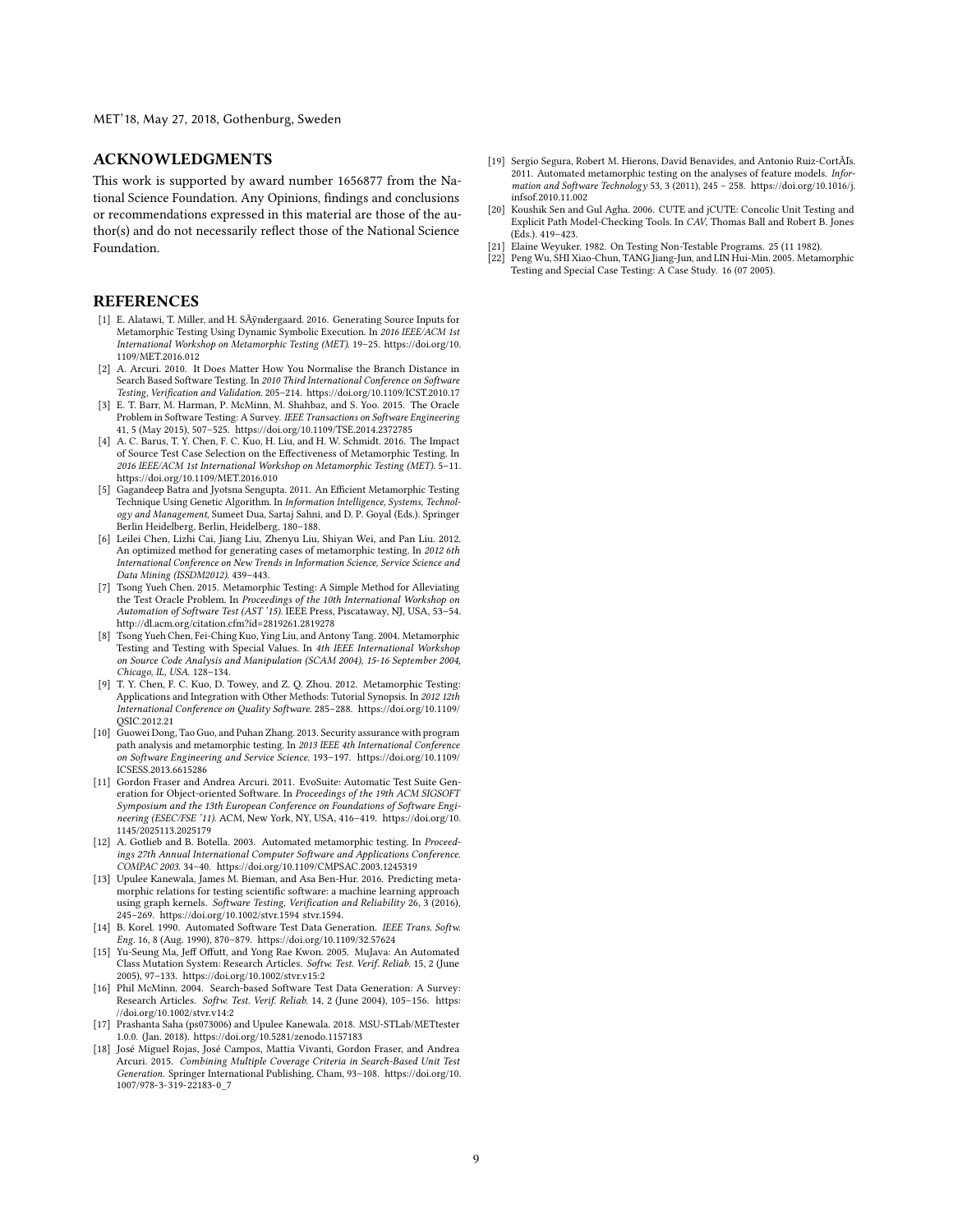## ACKNOWLEDGMENTS

This work is supported by award number 1656877 from the National Science Foundation. Any Opinions, findings and conclusions or recommendations expressed in this material are those of the author(s) and do not necessarily reflect those of the National Science Foundation.

## REFERENCES

- [1] E. Alatawi, T. Miller, and H. SÃÿndergaard. 2016. Generating Source Inputs for Metamorphic Testing Using Dynamic Symbolic Execution. In *2016 IEEE/ACM 1st International Workshop on Metamorphic Testing (MET)*. 19–25. https://doi.org/10.1109/MET.2016.012
- [2] A. Arcuri. 2010. It Does Matter How You Normalise the Branch Distance in Search Based Software Testing. In *2010 Third International Conference on Software Testing, Verification and Validation*. 205–214. https://doi.org/10.1109/ICST.2010.17
- [3] E. T. Barr, M. Harman, P. McMinn, M. Shahbaz, and S. Yoo. 2015. The Oracle Problem in Software Testing: A Survey. *IEEE Transactions on Software Engineering* 41, 5 (May 2015), 507–525. https://doi.org/10.1109/TSE.2014.2372785
- [4] A. C. Barus, T. Y. Chen, F. C. Kuo, H. Liu, and H. W. Schmidt. 2016. The Impact of Source Test Case Selection on the Effectiveness of Metamorphic Testing. In *2016 IEEE/ACM 1st International Workshop on Metamorphic Testing (MET)*. 5–11. https://doi.org/10.1109/MET.2016.010
- [5] Gagandeep Batra and Jyotsna Sengupta. 2011. An Efficient Metamorphic Testing Technique Using Genetic Algorithm. In *Information Intelligence, Systems, Technology and Management*, Sumeet Dua, Sartaj Sahni, and D. P. Goyal (Eds.). Springer Berlin Heidelberg, Berlin, Heidelberg, 180–188.
- [6] Leilei Chen, Lizhi Cai, Jiang Liu, Zhenyu Liu, Shiyan Wei, and Pan Liu. 2012. An optimized method for generating cases of metamorphic testing. In *2012 6th International Conference on New Trends in Information Science, Service Science and Data Mining (ISSDM2012)*. 439–443.
- [7] Tsong Yueh Chen. 2015. Metamorphic Testing: A Simple Method for Alleviating the Test Oracle Problem. In *Proceedings of the 10th International Workshop on Automation of Software Test (AST '15)*. IEEE Press, Piscataway, NJ, USA, 53–54. http://dl.acm.org/citation.cfm?id=2819261.2819278
- [8] Tsong Yueh Chen, Fei-Ching Kuo, Ying Liu, and Antony Tang. 2004. Metamorphic Testing and Testing with Special Values. In *4th IEEE International Workshop on Source Code Analysis and Manipulation (SCAM 2004), 15-16 September 2004, Chicago, IL, USA*. 128–134.
- [9] T. Y. Chen, F. C. Kuo, D. Towey, and Z. Q. Zhou. 2012. Metamorphic Testing: Applications and Integration with Other Methods: Tutorial Synopsis. In *2012 12th International Conference on Quality Software*. 285–288. https://doi.org/10.1109/QSIC.2012.21
- [10] Guowei Dong, Tao Guo, and Puhan Zhang. 2013. Security assurance with program path analysis and metamorphic testing. In *2013 IEEE 4th International Conference on Software Engineering and Service Science*. 193–197. https://doi.org/10.1109/ICSESS.2013.6615286
- [11] Gordon Fraser and Andrea Arcuri. 2011. EvoSuite: Automatic Test Suite Generation for Object-oriented Software. In *Proceedings of the 19th ACM SIGSOFT Symposium and the 13th European Conference on Foundations of Software Engineering (ESEC/FSE '11)*. ACM, New York, NY, USA, 416–419. https://doi.org/10.1145/2025113.2025179
- [12] A. Gotlieb and B. Botella. 2003. Automated metamorphic testing. In *Proceedings 27th Annual International Computer Software and Applications Conference. COMPAC 2003*. 34–40. https://doi.org/10.1109/CMPSAC.2003.1245319
- [13] Upulee Kanewala, James M. Bieman, and Asa Ben-Hur. 2016. Predicting metamorphic relations for testing scientific software: a machine learning approach using graph kernels. *Software Testing, Verification and Reliability* 26, 3 (2016), 245–269. https://doi.org/10.1002/stvr.1594 stvr.1594.
- [14] B. Korel. 1990. Automated Software Test Data Generation. *IEEE Trans. Softw. Eng.* 16, 8 (Aug. 1990), 870–879. https://doi.org/10.1109/32.57624
- [15] Yu-Seung Ma, Jeff Offutt, and Yong Rae Kwon. 2005. MuJava: An Automated Class Mutation System: Research Articles. *Softw. Test. Verif. Reliab.* 15, 2 (June 2005), 97–133. https://doi.org/10.1002/stvr.v15:2
- [16] Phil McMinn. 2004. Search-based Software Test Data Generation: A Survey: Research Articles. *Softw. Test. Verif. Reliab.* 14, 2 (June 2004), 105–156. https://doi.org/10.1002/stvr.v14:2
- [17] Prashanta Saha (ps073006) and Upulee Kanewala. 2018. MSU-STLab/METtester 1.0.0. (Jan. 2018). https://doi.org/10.5281/zenodo.1157183
- [18] José Miguel Rojas, José Campos, Mattia Vivanti, Gordon Fraser, and Andrea Arcuri. 2015. *Combining Multiple Coverage Criteria in Search-Based Unit Test Generation*. Springer International Publishing, Cham, 93–108. https://doi.org/10.1007/978-3-319-22183-0_7
- [19] Sergio Segura, Robert M. Hierons, David Benavides, and Antonio Ruiz-CortÃĪs. 2011. Automated metamorphic testing on the analyses of feature models. *Information and Software Technology* 53, 3 (2011), 245 – 258. https://doi.org/10.1016/j.infsof.2010.11.002
- [20] Koushik Sen and Gul Agha. 2006. CUTE and jCUTE: Concolic Unit Testing and Explicit Path Model-Checking Tools. In *CAV*, Thomas Ball and Robert B. Jones (Eds.). 419–423.
- [21] Elaine Weyuker. 1982. On Testing Non-Testable Programs. 25 (11 1982).
- [22] Peng Wu, SHI Xiao-Chun, TANG Jiang-Jun, and LIN Hui-Min. 2005. Metamorphic Testing and Special Case Testing: A Case Study. 16 (07 2005).